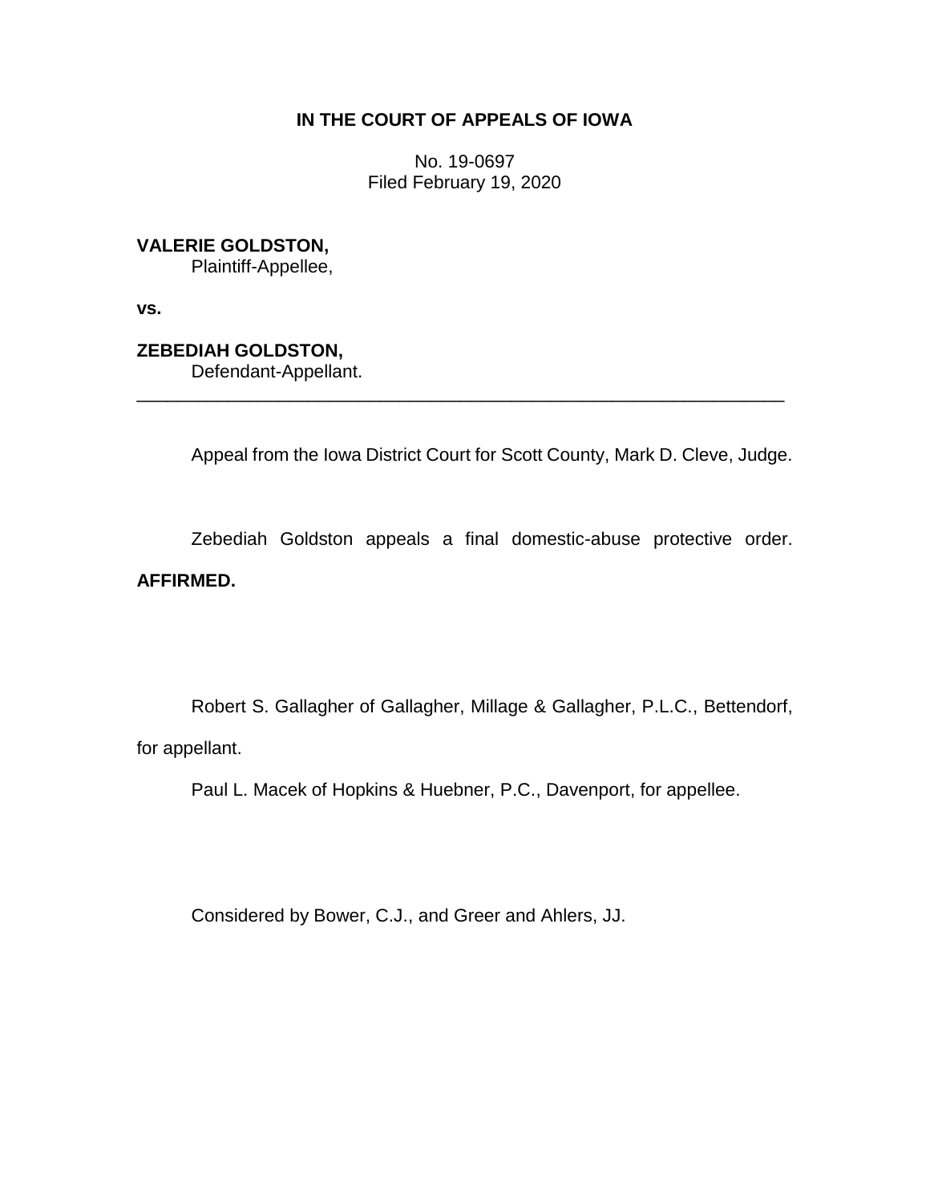**IN THE COURT OF APPEALS OF IOWA**

No. 19-0697
Filed February 19, 2020

**VALERIE GOLDSTON,**
Plaintiff-Appellee,

**vs.**

**ZEBEDIAH GOLDSTON,**
Defendant-Appellant.

---

Appeal from the Iowa District Court for Scott County, Mark D. Cleve, Judge.

Zebediah Goldston appeals a final domestic-abuse protective order. **AFFIRMED.**

Robert S. Gallagher of Gallagher, Millage & Gallagher, P.L.C., Bettendorf, for appellant.

Paul L. Macek of Hopkins & Huebner, P.C., Davenport, for appellee.

Considered by Bower, C.J., and Greer and Ahlers, JJ.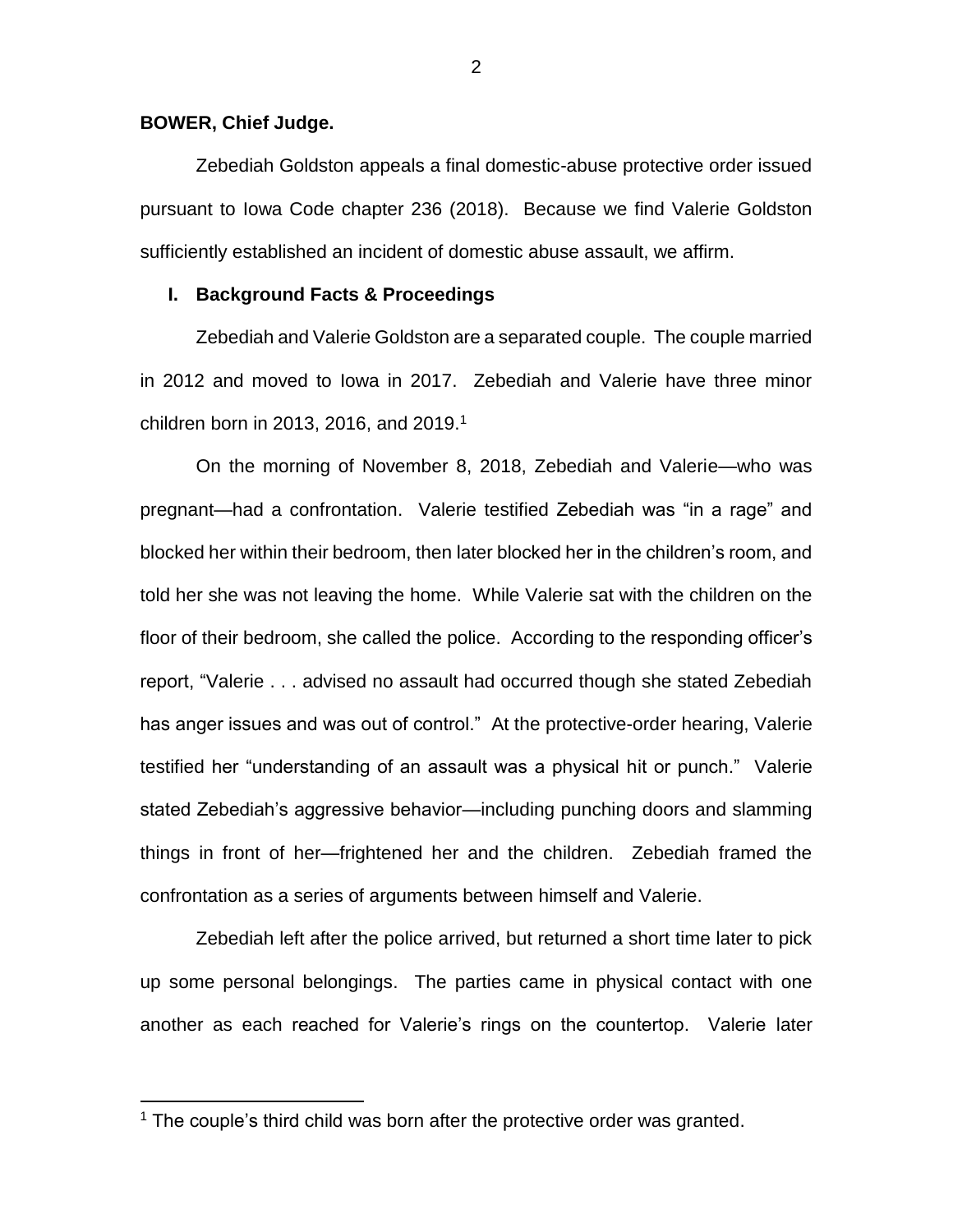**BOWER, Chief Judge.**

Zebediah Goldston appeals a final domestic-abuse protective order issued pursuant to Iowa Code chapter 236 (2018). Because we find Valerie Goldston sufficiently established an incident of domestic abuse assault, we affirm.

## I. Background Facts & Proceedings

Zebediah and Valerie Goldston are a separated couple. The couple married in 2012 and moved to Iowa in 2017. Zebediah and Valerie have three minor children born in 2013, 2016, and 2019.[1]

On the morning of November 8, 2018, Zebediah and Valerie—who was pregnant—had a confrontation. Valerie testified Zebediah was "in a rage" and blocked her within their bedroom, then later blocked her in the children's room, and told her she was not leaving the home. While Valerie sat with the children on the floor of their bedroom, she called the police. According to the responding officer's report, "Valerie . . . advised no assault had occurred though she stated Zebediah has anger issues and was out of control." At the protective-order hearing, Valerie testified her "understanding of an assault was a physical hit or punch." Valerie stated Zebediah's aggressive behavior—including punching doors and slamming things in front of her—frightened her and the children. Zebediah framed the confrontation as a series of arguments between himself and Valerie.

Zebediah left after the police arrived, but returned a short time later to pick up some personal belongings. The parties came in physical contact with one another as each reached for Valerie's rings on the countertop. Valerie later

[1] The couple's third child was born after the protective order was granted.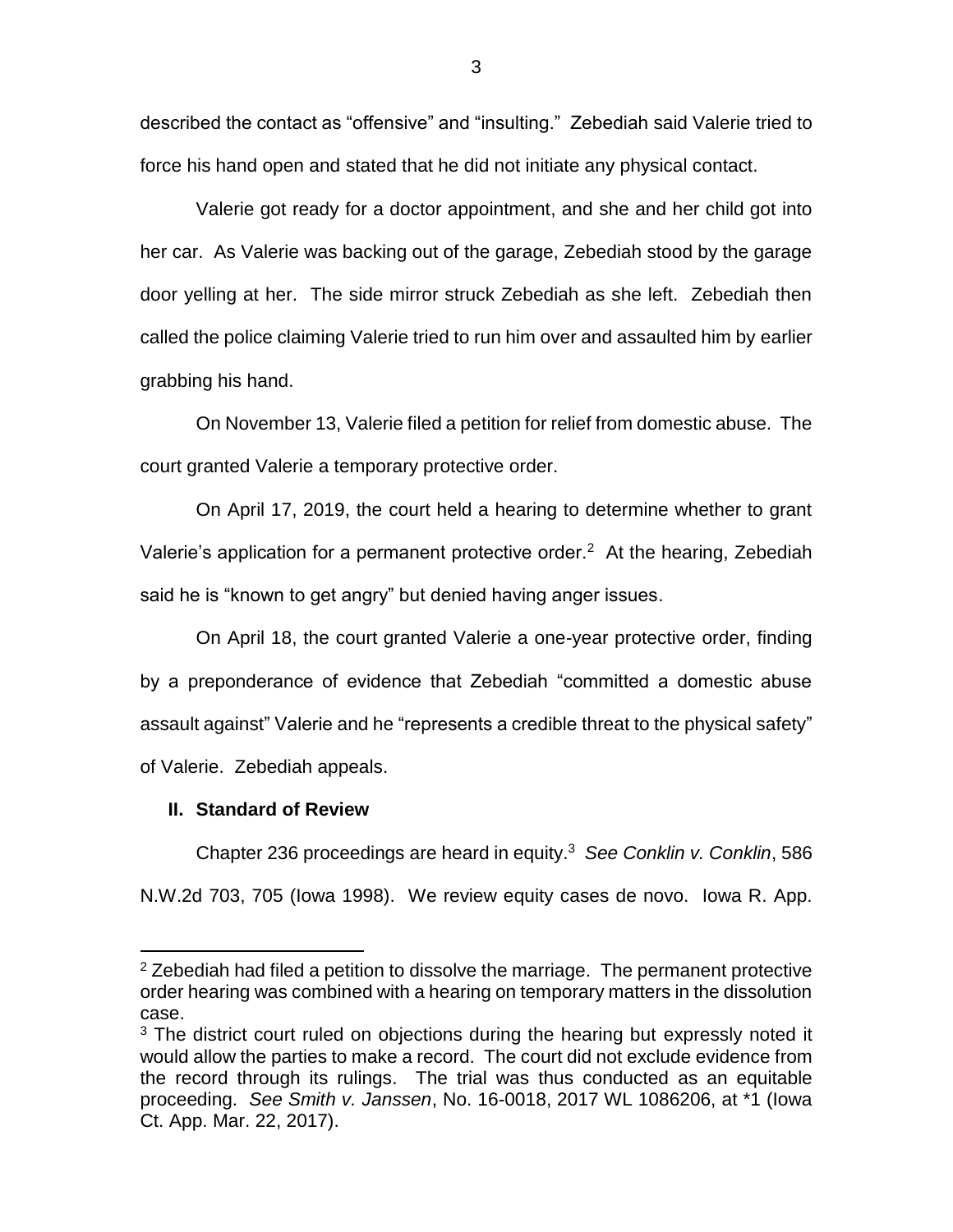described the contact as "offensive" and "insulting." Zebediah said Valerie tried to force his hand open and stated that he did not initiate any physical contact.

Valerie got ready for a doctor appointment, and she and her child got into her car. As Valerie was backing out of the garage, Zebediah stood by the garage door yelling at her. The side mirror struck Zebediah as she left. Zebediah then called the police claiming Valerie tried to run him over and assaulted him by earlier grabbing his hand.

On November 13, Valerie filed a petition for relief from domestic abuse. The court granted Valerie a temporary protective order.

On April 17, 2019, the court held a hearing to determine whether to grant Valerie's application for a permanent protective order.[2] At the hearing, Zebediah said he is "known to get angry" but denied having anger issues.

On April 18, the court granted Valerie a one-year protective order, finding by a preponderance of evidence that Zebediah "committed a domestic abuse assault against" Valerie and he "represents a credible threat to the physical safety" of Valerie. Zebediah appeals.

## II. Standard of Review

Chapter 236 proceedings are heard in equity.[3] *See Conklin v. Conklin*, 586 N.W.2d 703, 705 (Iowa 1998). We review equity cases de novo. Iowa R. App.

---

[2] Zebediah had filed a petition to dissolve the marriage. The permanent protective order hearing was combined with a hearing on temporary matters in the dissolution case.

[3] The district court ruled on objections during the hearing but expressly noted it would allow the parties to make a record. The court did not exclude evidence from the record through its rulings. The trial was thus conducted as an equitable proceeding. *See Smith v. Janssen*, No. 16-0018, 2017 WL 1086206, at *1 (Iowa Ct. App. Mar. 22, 2017).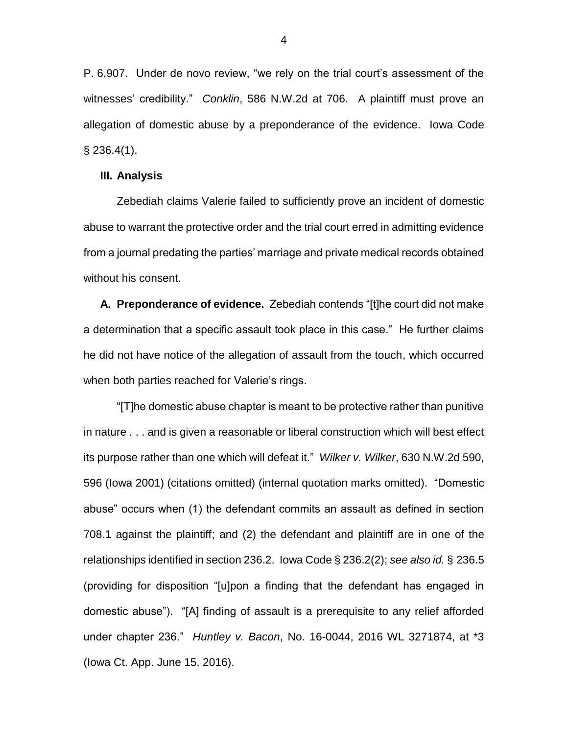P. 6.907. Under de novo review, "we rely on the trial court's assessment of the witnesses' credibility." *Conklin*, 586 N.W.2d at 706. A plaintiff must prove an allegation of domestic abuse by a preponderance of the evidence. Iowa Code § 236.4(1).

## III. Analysis

Zebediah claims Valerie failed to sufficiently prove an incident of domestic abuse to warrant the protective order and the trial court erred in admitting evidence from a journal predating the parties' marriage and private medical records obtained without his consent.

**A. Preponderance of evidence.** Zebediah contends "[t]he court did not make a determination that a specific assault took place in this case." He further claims he did not have notice of the allegation of assault from the touch, which occurred when both parties reached for Valerie's rings.

"[T]he domestic abuse chapter is meant to be protective rather than punitive in nature . . . and is given a reasonable or liberal construction which will best effect its purpose rather than one which will defeat it." *Wilker v. Wilker*, 630 N.W.2d 590, 596 (Iowa 2001) (citations omitted) (internal quotation marks omitted). "Domestic abuse" occurs when (1) the defendant commits an assault as defined in section 708.1 against the plaintiff; and (2) the defendant and plaintiff are in one of the relationships identified in section 236.2. Iowa Code § 236.2(2); *see also id.* § 236.5 (providing for disposition "[u]pon a finding that the defendant has engaged in domestic abuse"). "[A] finding of assault is a prerequisite to any relief afforded under chapter 236." *Huntley v. Bacon*, No. 16-0044, 2016 WL 3271874, at *3 (Iowa Ct. App. June 15, 2016).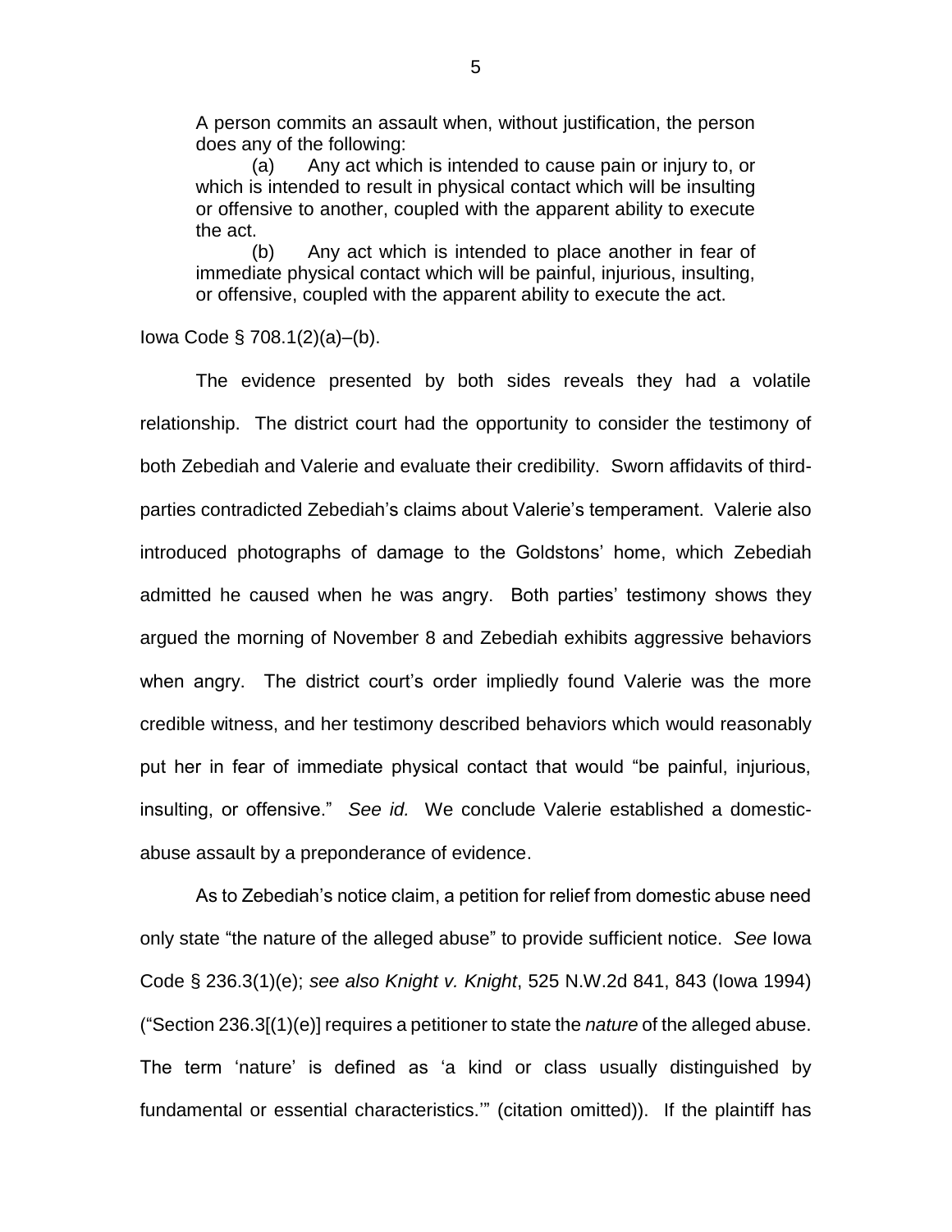> A person commits an assault when, without justification, the person does any of the following:
>
> (a) Any act which is intended to cause pain or injury to, or which is intended to result in physical contact which will be insulting or offensive to another, coupled with the apparent ability to execute the act.
>
> (b) Any act which is intended to place another in fear of immediate physical contact which will be painful, injurious, insulting, or offensive, coupled with the apparent ability to execute the act.

Iowa Code § 708.1(2)(a)–(b).

The evidence presented by both sides reveals they had a volatile relationship. The district court had the opportunity to consider the testimony of both Zebediah and Valerie and evaluate their credibility. Sworn affidavits of third-parties contradicted Zebediah's claims about Valerie's temperament. Valerie also introduced photographs of damage to the Goldstons' home, which Zebediah admitted he caused when he was angry. Both parties' testimony shows they argued the morning of November 8 and Zebediah exhibits aggressive behaviors when angry. The district court's order impliedly found Valerie was the more credible witness, and her testimony described behaviors which would reasonably put her in fear of immediate physical contact that would "be painful, injurious, insulting, or offensive." *See id.* We conclude Valerie established a domestic-abuse assault by a preponderance of evidence.

As to Zebediah's notice claim, a petition for relief from domestic abuse need only state "the nature of the alleged abuse" to provide sufficient notice. *See* Iowa Code § 236.3(1)(e); *see also Knight v. Knight*, 525 N.W.2d 841, 843 (Iowa 1994) ("Section 236.3[(1)(e)] requires a petitioner to state the *nature* of the alleged abuse. The term 'nature' is defined as 'a kind or class usually distinguished by fundamental or essential characteristics.'" (citation omitted)). If the plaintiff has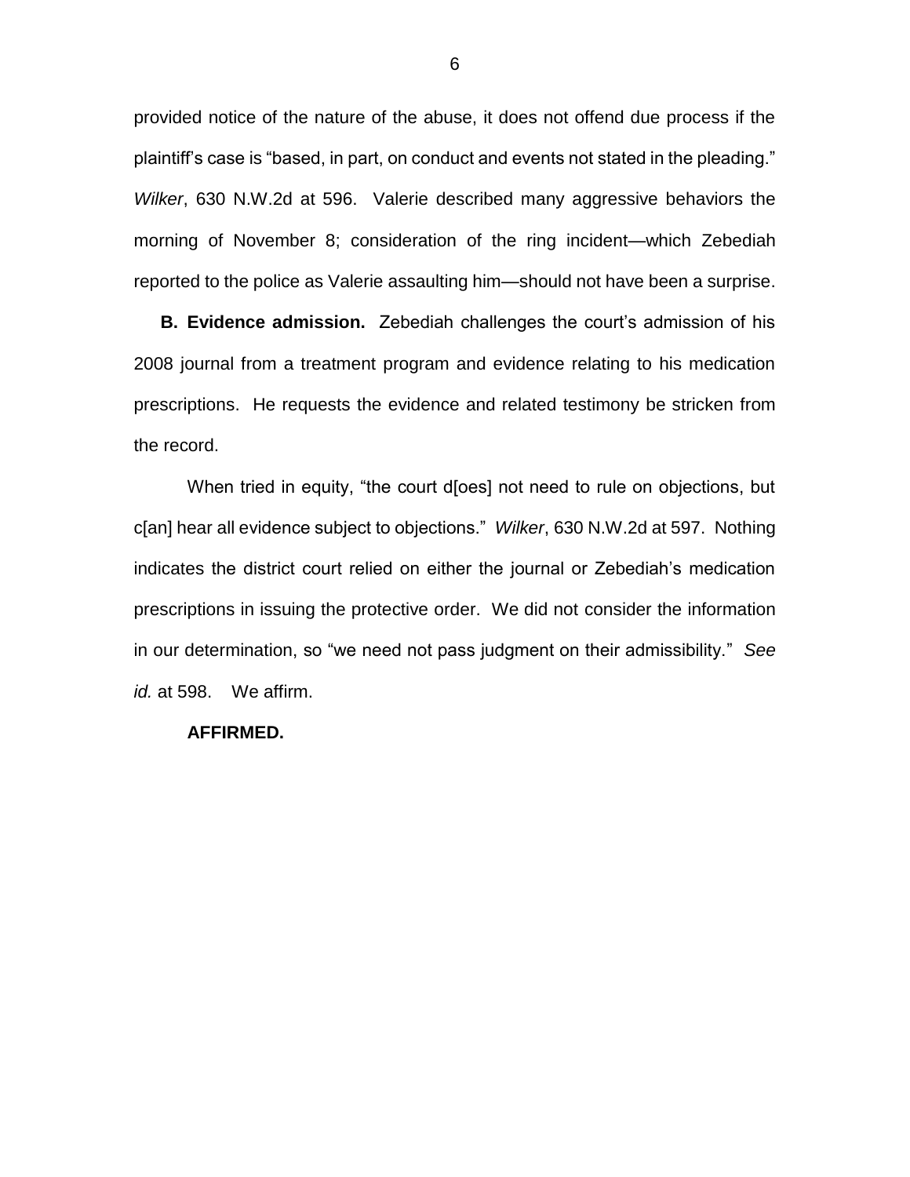provided notice of the nature of the abuse, it does not offend due process if the plaintiff's case is "based, in part, on conduct and events not stated in the pleading." *Wilker*, 630 N.W.2d at 596. Valerie described many aggressive behaviors the morning of November 8; consideration of the ring incident—which Zebediah reported to the police as Valerie assaulting him—should not have been a surprise.

**B. Evidence admission.** Zebediah challenges the court's admission of his 2008 journal from a treatment program and evidence relating to his medication prescriptions. He requests the evidence and related testimony be stricken from the record.

When tried in equity, "the court d[oes] not need to rule on objections, but c[an] hear all evidence subject to objections." *Wilker*, 630 N.W.2d at 597. Nothing indicates the district court relied on either the journal or Zebediah's medication prescriptions in issuing the protective order. We did not consider the information in our determination, so "we need not pass judgment on their admissibility." *See id.* at 598. We affirm.

**AFFIRMED.**